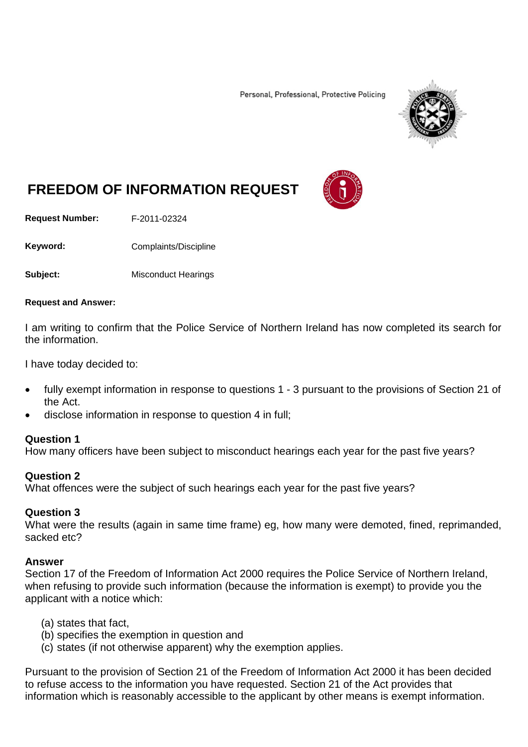Personal, Professional, Protective Policing

# FREEDOM OF INFORMATION REQUEST

**Request Number:** F-2011-02324

**Keyword:** Complaints/Discipline

**Subject:** Misconduct Hearings

**Request and Answer:**

I am writing to confirm that the Police Service of Northern Ireland has now completed its search for the information.

I have today decided to:

- fully exempt information in response to questions 1 - 3 pursuant to the provisions of Section 21 of the Act.
- disclose information in response to question 4 in full;

**Question 1**
How many officers have been subject to misconduct hearings each year for the past five years?

**Question 2**
What offences were the subject of such hearings each year for the past five years?

**Question 3**
What were the results (again in same time frame) eg, how many were demoted, fined, reprimanded, sacked etc?

**Answer**
Section 17 of the Freedom of Information Act 2000 requires the Police Service of Northern Ireland, when refusing to provide such information (because the information is exempt) to provide you the applicant with a notice which:

(a) states that fact,
(b) specifies the exemption in question and
(c) states (if not otherwise apparent) why the exemption applies.

Pursuant to the provision of Section 21 of the Freedom of Information Act 2000 it has been decided to refuse access to the information you have requested. Section 21 of the Act provides that information which is reasonably accessible to the applicant by other means is exempt information.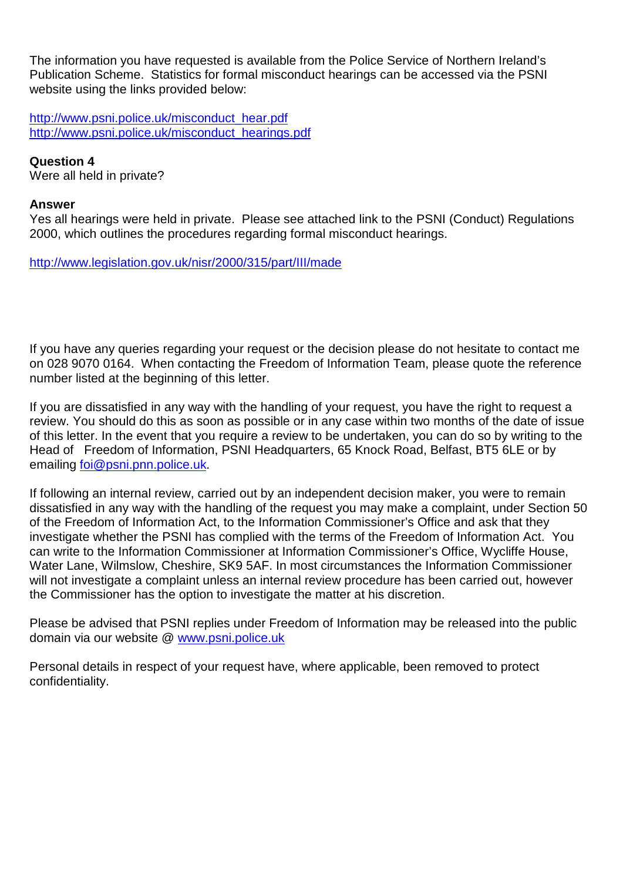The information you have requested is available from the Police Service of Northern Ireland's Publication Scheme. Statistics for formal misconduct hearings can be accessed via the PSNI website using the links provided below:

http://www.psni.police.uk/misconduct_hear.pdf
http://www.psni.police.uk/misconduct_hearings.pdf

**Question 4**
Were all held in private?

**Answer**
Yes all hearings were held in private. Please see attached link to the PSNI (Conduct) Regulations 2000, which outlines the procedures regarding formal misconduct hearings.

http://www.legislation.gov.uk/nisr/2000/315/part/III/made

If you have any queries regarding your request or the decision please do not hesitate to contact me on 028 9070 0164. When contacting the Freedom of Information Team, please quote the reference number listed at the beginning of this letter.

If you are dissatisfied in any way with the handling of your request, you have the right to request a review. You should do this as soon as possible or in any case within two months of the date of issue of this letter. In the event that you require a review to be undertaken, you can do so by writing to the Head of Freedom of Information, PSNI Headquarters, 65 Knock Road, Belfast, BT5 6LE or by emailing foi@psni.pnn.police.uk.

If following an internal review, carried out by an independent decision maker, you were to remain dissatisfied in any way with the handling of the request you may make a complaint, under Section 50 of the Freedom of Information Act, to the Information Commissioner's Office and ask that they investigate whether the PSNI has complied with the terms of the Freedom of Information Act. You can write to the Information Commissioner at Information Commissioner's Office, Wycliffe House, Water Lane, Wilmslow, Cheshire, SK9 5AF. In most circumstances the Information Commissioner will not investigate a complaint unless an internal review procedure has been carried out, however the Commissioner has the option to investigate the matter at his discretion.

Please be advised that PSNI replies under Freedom of Information may be released into the public domain via our website @ www.psni.police.uk

Personal details in respect of your request have, where applicable, been removed to protect confidentiality.